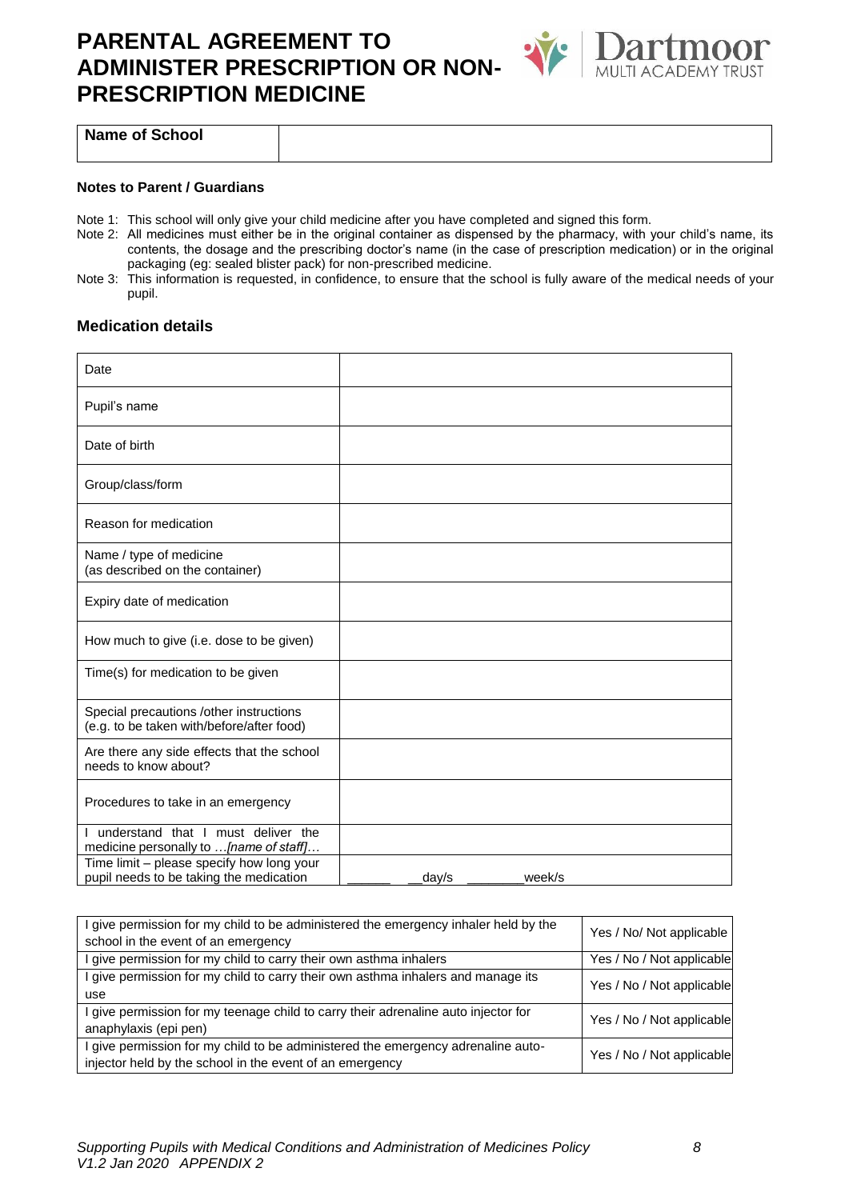# PARENTAL AGREEMENT TO ADMINISTER PRESCRIPTION OR NON-PRESCRIPTION MEDICINE

| Name of School | |
|---|---|

**Notes to Parent / Guardians**

Note 1: This school will only give your child medicine after you have completed and signed this form.

Note 2: All medicines must either be in the original container as dispensed by the pharmacy, with your child's name, its contents, the dosage and the prescribing doctor's name (in the case of prescription medication) or in the original packaging (eg: sealed blister pack) for non-prescribed medicine.

Note 3: This information is requested, in confidence, to ensure that the school is fully aware of the medical needs of your pupil.

## Medication details

| | |
|---|---|
| Date | |
| Pupil's name | |
| Date of birth | |
| Group/class/form | |
| Reason for medication | |
| Name / type of medicine (as described on the container) | |
| Expiry date of medication | |
| How much to give (i.e. dose to be given) | |
| Time(s) for medication to be given | |
| Special precautions /other instructions (e.g. to be taken with/before/after food) | |
| Are there any side effects that the school needs to know about? | |
| Procedures to take in an emergency | |
| I understand that I must deliver the medicine personally to …*[name of staff]*… | |
| Time limit – please specify how long your pupil needs to be taking the medication | ______ __day/s _______week/s |

| | |
|---|---|
| I give permission for my child to be administered the emergency inhaler held by the school in the event of an emergency | Yes / No/ Not applicable |
| I give permission for my child to carry their own asthma inhalers | Yes / No / Not applicable |
| I give permission for my child to carry their own asthma inhalers and manage its use | Yes / No / Not applicable |
| I give permission for my teenage child to carry their adrenaline auto injector for anaphylaxis (epi pen) | Yes / No / Not applicable |
| I give permission for my child to be administered the emergency adrenaline auto-injector held by the school in the event of an emergency | Yes / No / Not applicable |

*Supporting Pupils with Medical Conditions and Administration of Medicines Policy V1.2 Jan 2020 APPENDIX 2*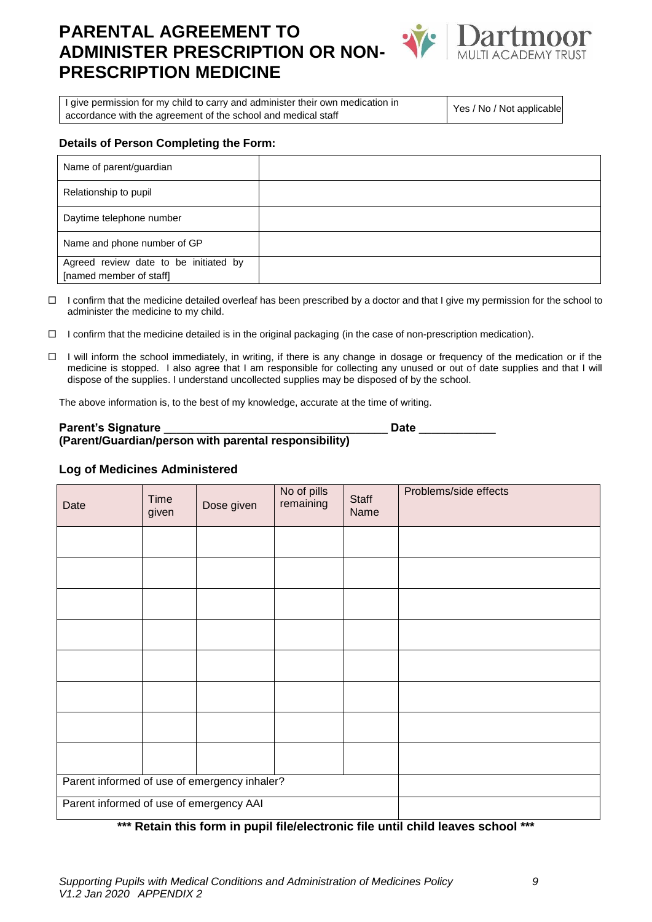# PARENTAL AGREEMENT TO ADMINISTER PRESCRIPTION OR NON-PRESCRIPTION MEDICINE

| | |
|---|---|
| I give permission for my child to carry and administer their own medication in accordance with the agreement of the school and medical staff | Yes / No / Not applicable |

**Details of Person Completing the Form:**

| | |
|---|---|
| Name of parent/guardian | |
| Relationship to pupil | |
| Daytime telephone number | |
| Name and phone number of GP | |
| Agreed review date to be initiated by [named member of staff] | |

- ☐ I confirm that the medicine detailed overleaf has been prescribed by a doctor and that I give my permission for the school to administer the medicine to my child.
- ☐ I confirm that the medicine detailed is in the original packaging (in the case of non-prescription medication).
- ☐ I will inform the school immediately, in writing, if there is any change in dosage or frequency of the medication or if the medicine is stopped. I also agree that I am responsible for collecting any unused or out of date supplies and that I will dispose of the supplies. I understand uncollected supplies may be disposed of by the school.

The above information is, to the best of my knowledge, accurate at the time of writing.

**Parent's Signature \_\_\_\_\_\_\_\_\_\_\_\_\_\_\_\_\_\_\_\_\_\_\_\_\_\_\_\_\_\_\_\_\_\_ Date \_\_\_\_\_\_\_\_\_\_\_\_**
**(Parent/Guardian/person with parental responsibility)**

**Log of Medicines Administered**

| Date | Time given | Dose given | No of pills remaining | Staff Name | Problems/side effects |
|---|---|---|---|---|---|
| | | | | | |
| | | | | | |
| | | | | | |
| | | | | | |
| | | | | | |
| | | | | | |
| | | | | | |
| | | | | | |
| Parent informed of use of emergency inhaler? | | | | | |
| Parent informed of use of emergency AAI | | | | | |

**\*\*\* Retain this form in pupil file/electronic file until child leaves school \*\*\***